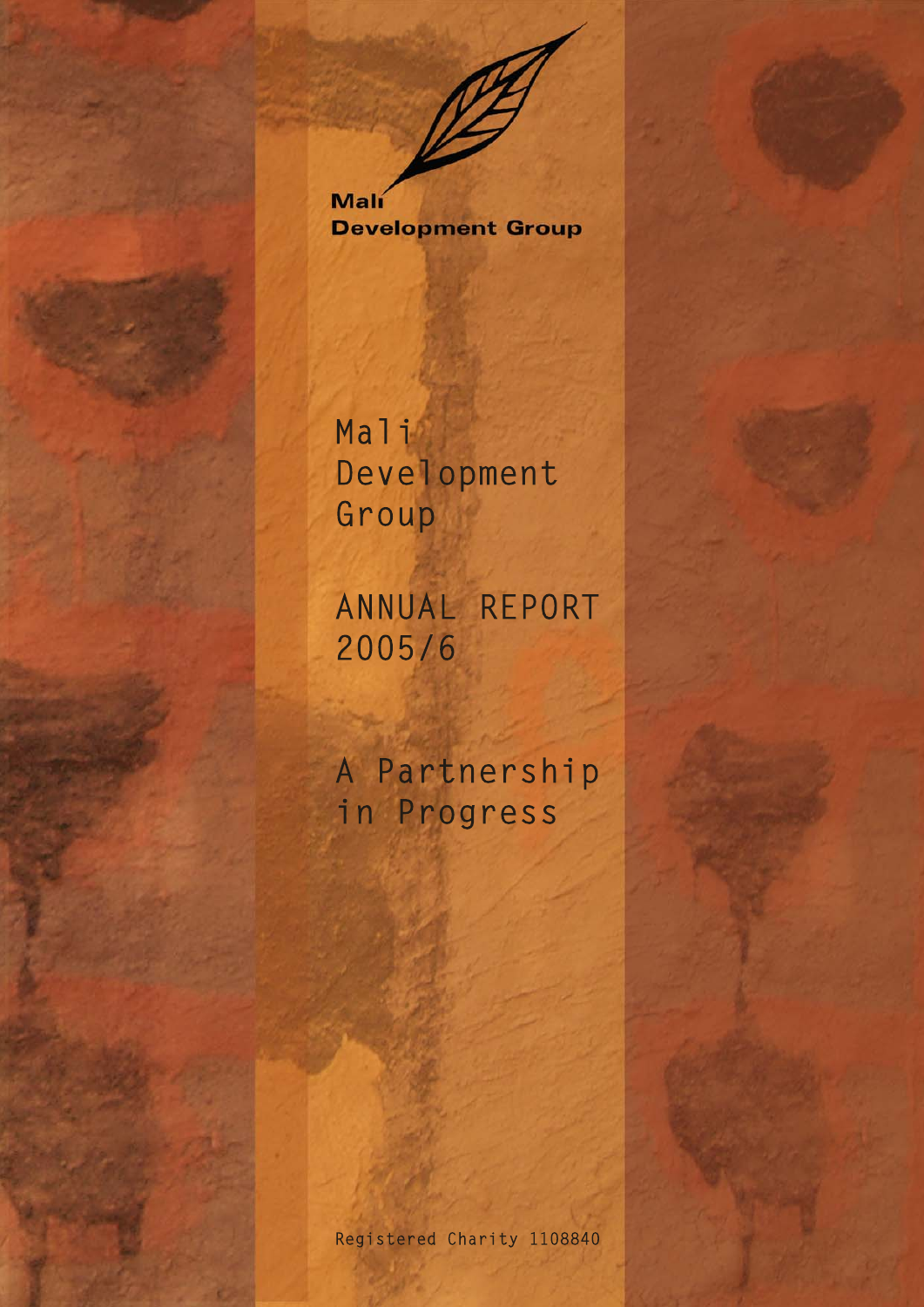Mali
Development Group

# Mali Development Group

## ANNUAL REPORT 2005/6

## A Partnership in Progress

Registered Charity 1108840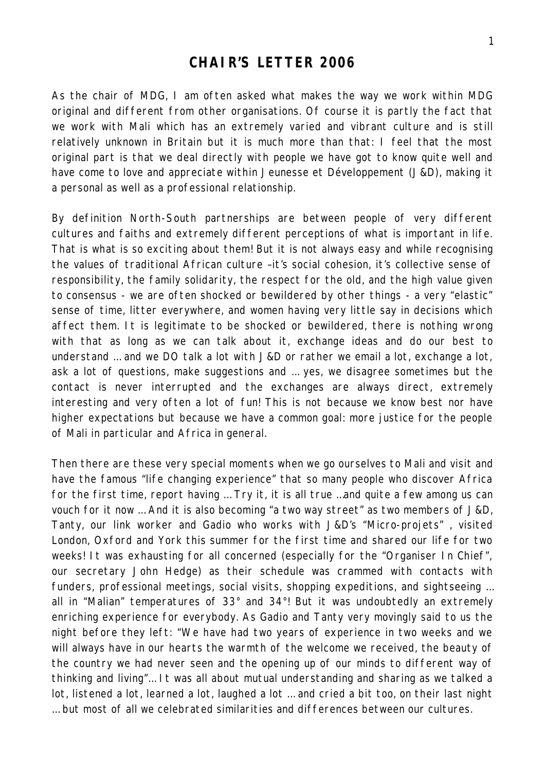# CHAIR'S LETTER 2006

As the chair of MDG, I am often asked what makes the way we work within MDG original and different from other organisations. Of course it is partly the fact that we work with Mali which has an extremely varied and vibrant culture and is still relatively unknown in Britain but it is much more than that: I feel that the most original part is that we deal directly with people we have got to know quite well and have come to love and appreciate within Jeunesse et Développement (J&D), making it a personal as well as a professional relationship.

By definition North-South partnerships are between people of very different cultures and faiths and extremely different perceptions of what is important in life. That is what is so exciting about them! But it is not always easy and while recognising the values of traditional African culture –it's social cohesion, it's collective sense of responsibility, the family solidarity, the respect for the old, and the high value given to consensus - we are often shocked or bewildered by other things - a very "elastic" sense of time, litter everywhere, and women having very little say in decisions which affect them. It is legitimate to be shocked or bewildered, there is nothing wrong with that as long as we can talk about it, exchange ideas and do our best to understand … and we DO talk a lot with J&D or rather we email a lot, exchange a lot, ask a lot of questions, make suggestions and … yes, we disagree sometimes but the contact is never interrupted and the exchanges are always direct, extremely interesting and very often a lot of fun! This is not because we know best nor have higher expectations but because we have a common goal: more justice for the people of Mali in particular and Africa in general.

Then there are these very special moments when we go ourselves to Mali and visit and have the famous "life changing experience" that so many people who discover Africa for the first time, report having … Try it, it is all true …and quite a few among us can vouch for it now … And it is also becoming "a two way street" as two members of J&D, Tanty, our link worker and Gadio who works with J&D's "Micro-projets" , visited London, Oxford and York this summer for the first time and shared our life for two weeks! It was exhausting for all concerned (especially for the "Organiser In Chief", our secretary John Hedge) as their schedule was crammed with contacts with funders, professional meetings, social visits, shopping expeditions, and sightseeing … all in "Malian" temperatures of 33° and 34°! But it was undoubtedly an extremely enriching experience for everybody. As Gadio and Tanty very movingly said to us the night before they left: "We have had two years of experience in two weeks and we will always have in our hearts the warmth of the welcome we received, the beauty of the country we had never seen and the opening up of our minds to different way of thinking and living"… It was all about mutual understanding and sharing as we talked a lot, listened a lot, learned a lot, laughed a lot … and cried a bit too, on their last night … but most of all we celebrated similarities and differences between our cultures.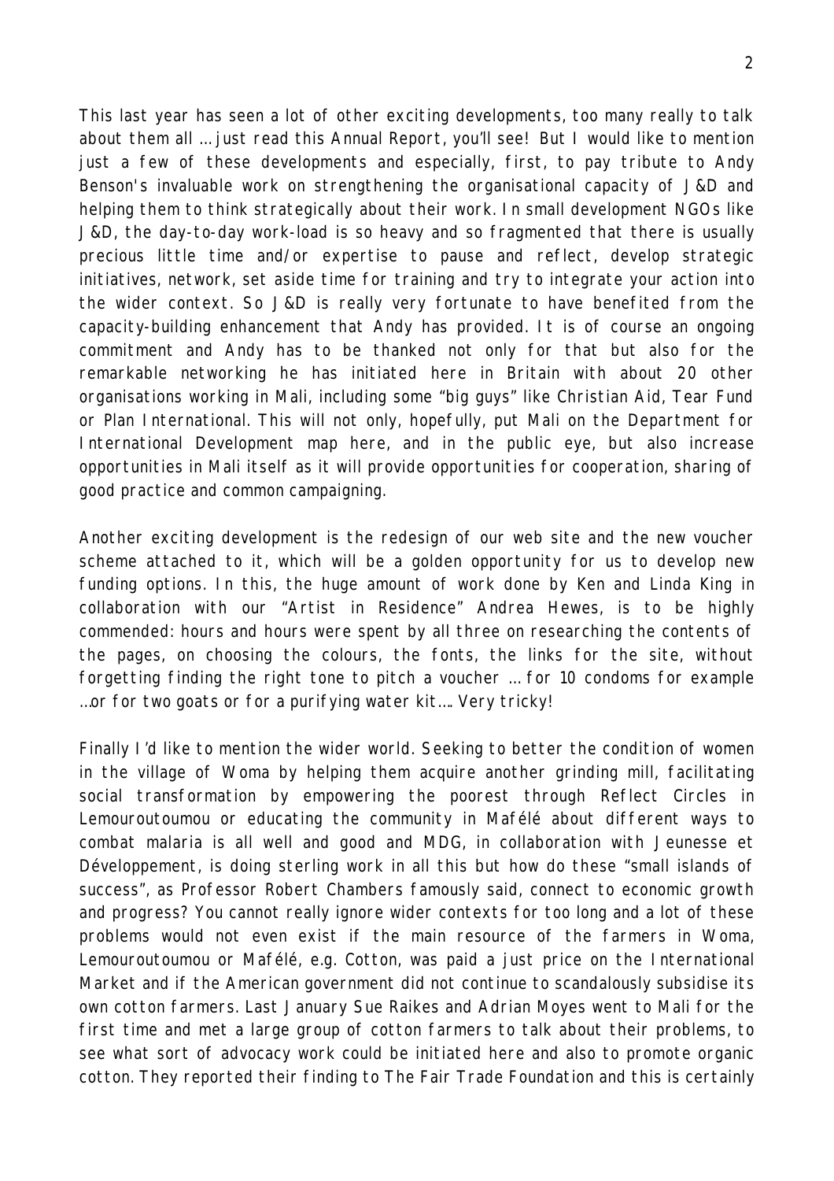This last year has seen a lot of other exciting developments, too many really to talk about them all … just read this Annual Report, you'll see! But I would like to mention just a few of these developments and especially, first, to pay tribute to Andy Benson's invaluable work on strengthening the organisational capacity of J&D and helping them to think strategically about their work. In small development NGOs like J&D, the day-to-day work-load is so heavy and so fragmented that there is usually precious little time and/or expertise to pause and reflect, develop strategic initiatives, network, set aside time for training and try to integrate your action into the wider context. So J&D is really very fortunate to have benefited from the capacity-building enhancement that Andy has provided. It is of course an ongoing commitment and Andy has to be thanked not only for that but also for the remarkable networking he has initiated here in Britain with about 20 other organisations working in Mali, including some "big guys" like Christian Aid, Tear Fund or Plan International. This will not only, hopefully, put Mali on the Department for International Development map here, and in the public eye, but also increase opportunities in Mali itself as it will provide opportunities for cooperation, sharing of good practice and common campaigning.

Another exciting development is the redesign of our web site and the new voucher scheme attached to it, which will be a golden opportunity for us to develop new funding options. In this, the huge amount of work done by Ken and Linda King in collaboration with our "Artist in Residence" Andrea Hewes, is to be highly commended: hours and hours were spent by all three on researching the contents of the pages, on choosing the colours, the fonts, the links for the site, without forgetting finding the right tone to pitch a voucher … for 10 condoms for example …or for two goats or for a purifying water kit…. Very tricky!

Finally I'd like to mention the wider world. Seeking to better the condition of women in the village of Woma by helping them acquire another grinding mill, facilitating social transformation by empowering the poorest through Reflect Circles in Lemouroutoumou or educating the community in Mafélé about different ways to combat malaria is all well and good and MDG, in collaboration with Jeunesse et Développement, is doing sterling work in all this but how do these "small islands of success", as Professor Robert Chambers famously said, connect to economic growth and progress? You cannot really ignore wider contexts for too long and a lot of these problems would not even exist if the main resource of the farmers in Woma, Lemouroutoumou or Mafélé, e.g. Cotton, was paid a just price on the International Market and if the American government did not continue to scandalously subsidise its own cotton farmers. Last January Sue Raikes and Adrian Moyes went to Mali for the first time and met a large group of cotton farmers to talk about their problems, to see what sort of advocacy work could be initiated here and also to promote organic cotton. They reported their finding to The Fair Trade Foundation and this is certainly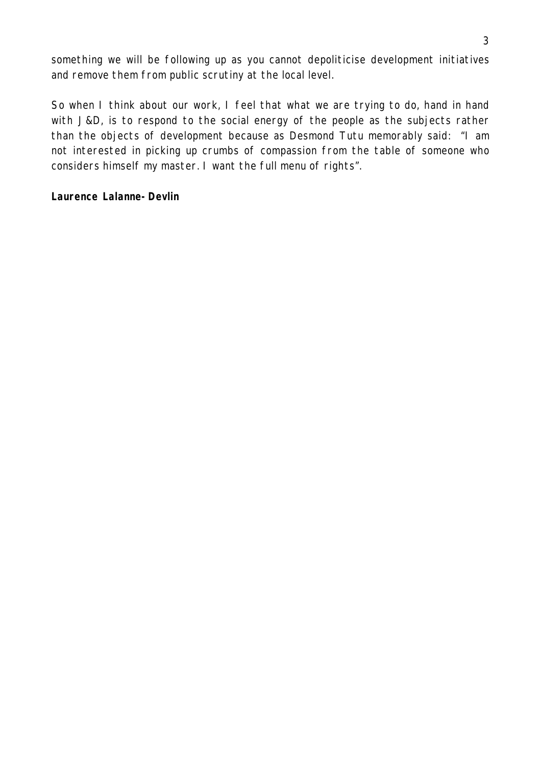something we will be following up as you cannot depoliticise development initiatives and remove them from public scrutiny at the local level.

So when I think about our work, I feel that what we are trying to do, hand in hand with J&D, is to respond to the social energy of the people as the subjects rather than the objects of development because as Desmond Tutu memorably said: "I am not interested in picking up crumbs of compassion from the table of someone who considers himself my master. I want the full menu of rights".

**Laurence Lalanne-Devlin**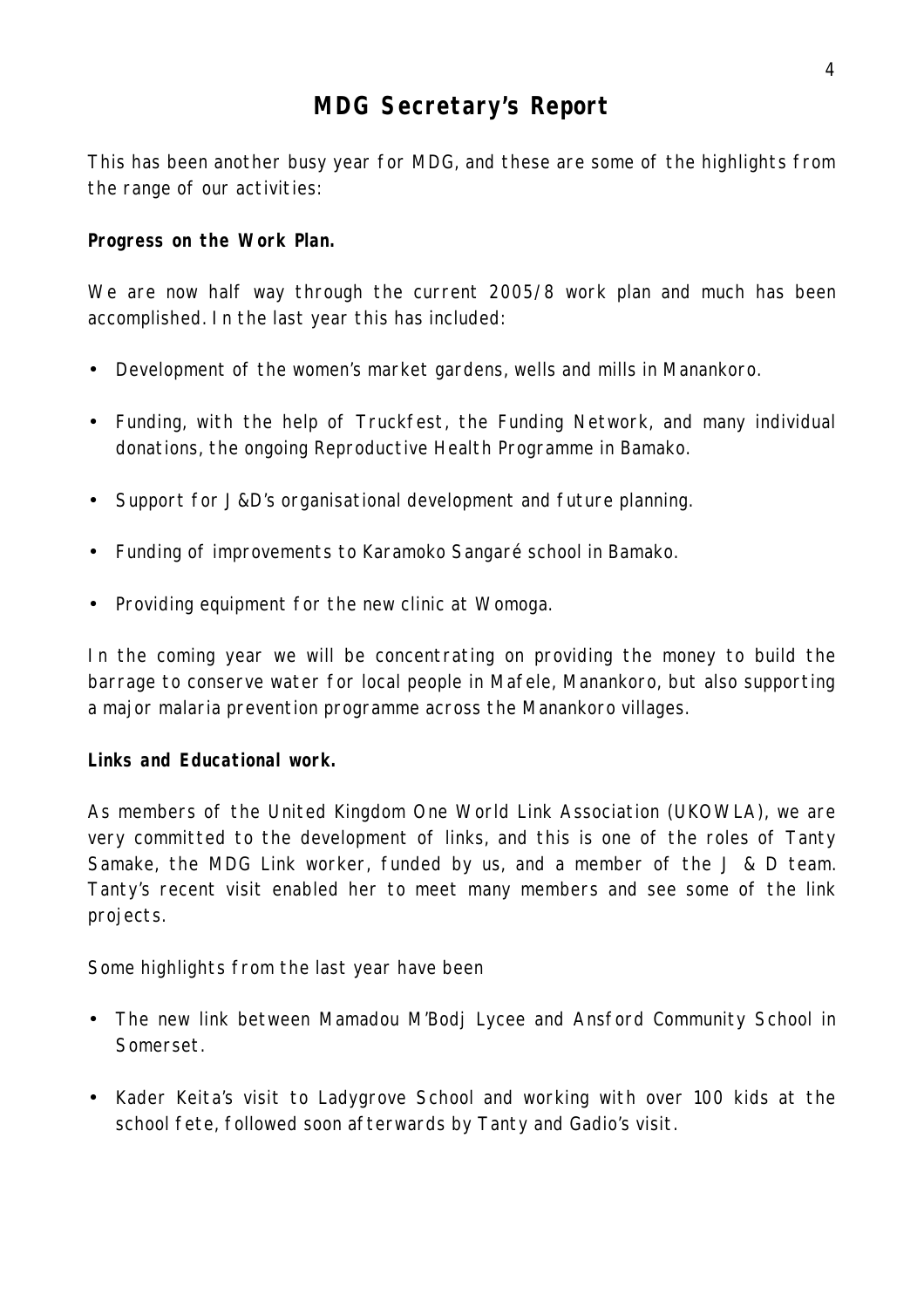# MDG Secretary's Report

This has been another busy year for MDG, and these are some of the highlights from the range of our activities:

**Progress on the Work Plan.**

We are now half way through the current 2005/8 work plan and much has been accomplished. In the last year this has included:

- Development of the women's market gardens, wells and mills in Manankoro.
- Funding, with the help of Truckfest, the Funding Network, and many individual donations, the ongoing Reproductive Health Programme in Bamako.
- Support for J&D's organisational development and future planning.
- Funding of improvements to Karamoko Sangaré school in Bamako.
- Providing equipment for the new clinic at Womoga.

In the coming year we will be concentrating on providing the money to build the barrage to conserve water for local people in Mafele, Manankoro, but also supporting a major malaria prevention programme across the Manankoro villages.

**Links and Educational work.**

As members of the United Kingdom One World Link Association (UKOWLA), we are very committed to the development of links, and this is one of the roles of Tanty Samake, the MDG Link worker, funded by us, and a member of the J & D team. Tanty's recent visit enabled her to meet many members and see some of the link projects.

Some highlights from the last year have been

- The new link between Mamadou M'Bodj Lycee and Ansford Community School in Somerset.
- Kader Keita's visit to Ladygrove School and working with over 100 kids at the school fete, followed soon afterwards by Tanty and Gadio's visit.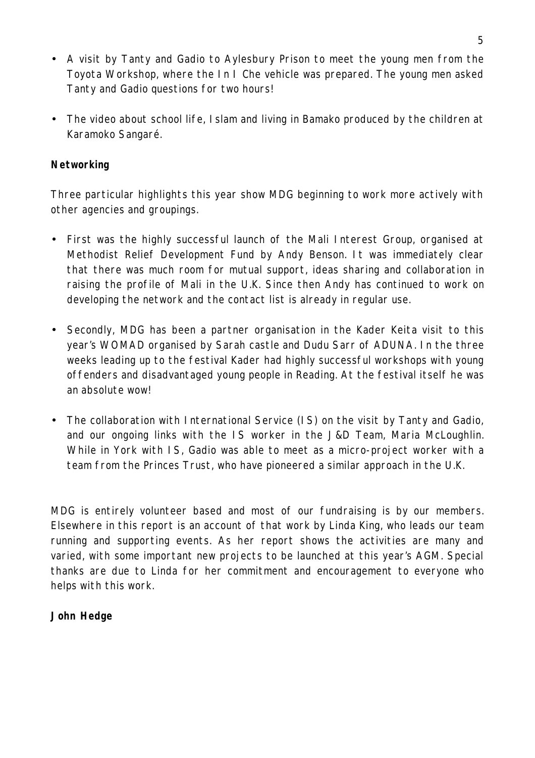- A visit by Tanty and Gadio to Aylesbury Prison to meet the young men from the Toyota Workshop, where the In I Che vehicle was prepared. The young men asked Tanty and Gadio questions for two hours!

- The video about school life, Islam and living in Bamako produced by the children at Karamoko Sangaré.

**Networking**

Three particular highlights this year show MDG beginning to work more actively with other agencies and groupings.

- First was the highly successful launch of the Mali Interest Group, organised at Methodist Relief Development Fund by Andy Benson. It was immediately clear that there was much room for mutual support, ideas sharing and collaboration in raising the profile of Mali in the U.K. Since then Andy has continued to work on developing the network and the contact list is already in regular use.

- Secondly, MDG has been a partner organisation in the Kader Keita visit to this year's WOMAD organised by Sarah castle and Dudu Sarr of ADUNA. In the three weeks leading up to the festival Kader had highly successful workshops with young offenders and disadvantaged young people in Reading. At the festival itself he was an absolute wow!

- The collaboration with International Service (IS) on the visit by Tanty and Gadio, and our ongoing links with the IS worker in the J&D Team, Maria McLoughlin. While in York with IS, Gadio was able to meet as a micro-project worker with a team from the Princes Trust, who have pioneered a similar approach in the U.K.

MDG is entirely volunteer based and most of our fundraising is by our members. Elsewhere in this report is an account of that work by Linda King, who leads our team running and supporting events. As her report shows the activities are many and varied, with some important new projects to be launched at this year's AGM. Special thanks are due to Linda for her commitment and encouragement to everyone who helps with this work.

**John Hedge**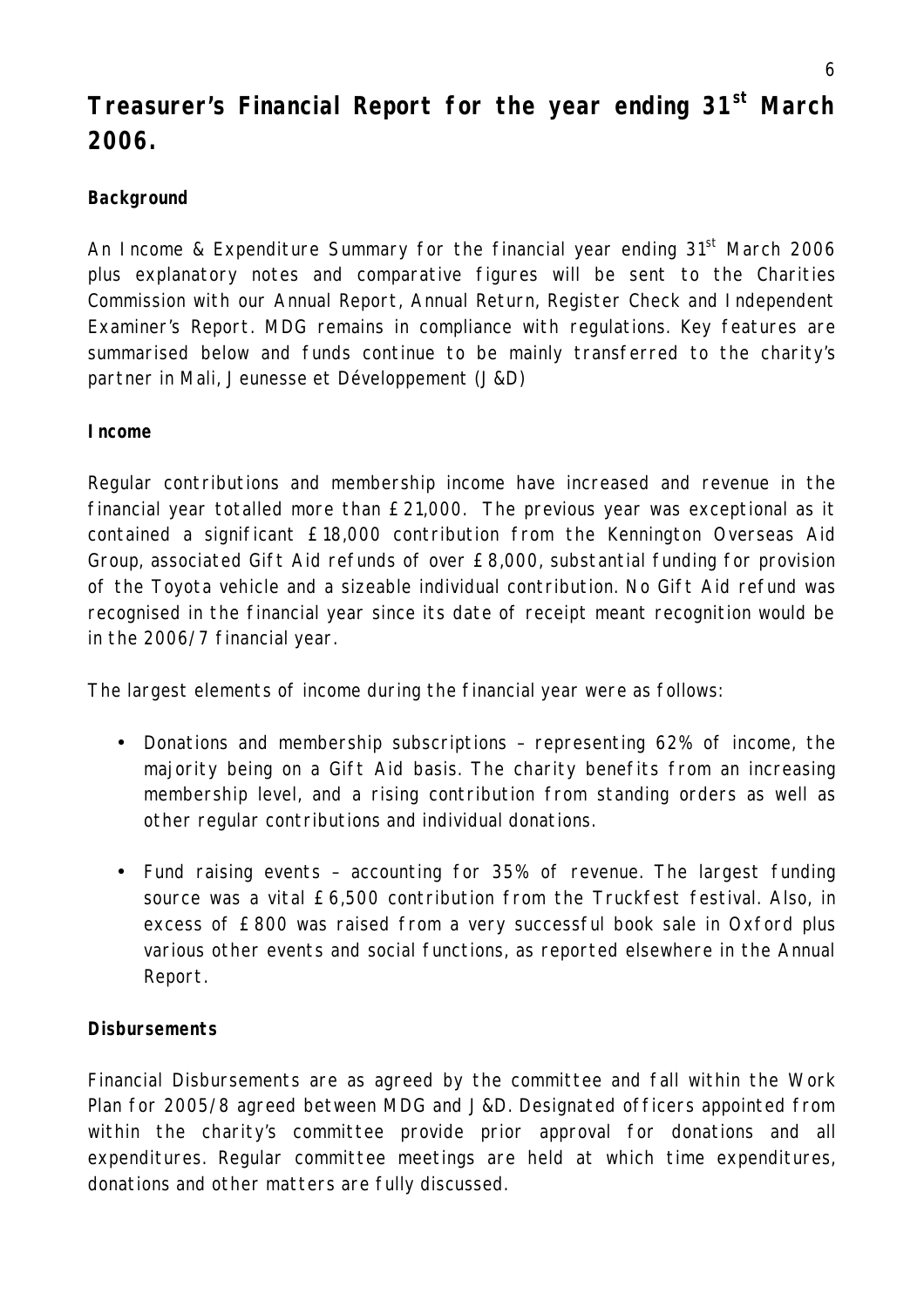# Treasurer's Financial Report for the year ending 31st March 2006.

**Background**

An Income & Expenditure Summary for the financial year ending 31st March 2006 plus explanatory notes and comparative figures will be sent to the Charities Commission with our Annual Report, Annual Return, Register Check and Independent Examiner's Report. MDG remains in compliance with regulations. Key features are summarised below and funds continue to be mainly transferred to the charity's partner in Mali, Jeunesse et Développement (J&D)

**Income**

Regular contributions and membership income have increased and revenue in the financial year totalled more than £21,000. The previous year was exceptional as it contained a significant £18,000 contribution from the Kennington Overseas Aid Group, associated Gift Aid refunds of over £8,000, substantial funding for provision of the Toyota vehicle and a sizeable individual contribution. No Gift Aid refund was recognised in the financial year since its date of receipt meant recognition would be in the 2006/7 financial year.

The largest elements of income during the financial year were as follows:

- Donations and membership subscriptions – representing 62% of income, the majority being on a Gift Aid basis. The charity benefits from an increasing membership level, and a rising contribution from standing orders as well as other regular contributions and individual donations.
- Fund raising events – accounting for 35% of revenue. The largest funding source was a vital £6,500 contribution from the Truckfest festival. Also, in excess of £800 was raised from a very successful book sale in Oxford plus various other events and social functions, as reported elsewhere in the Annual Report.

**Disbursements**

Financial Disbursements are as agreed by the committee and fall within the Work Plan for 2005/8 agreed between MDG and J&D. Designated officers appointed from within the charity's committee provide prior approval for donations and all expenditures. Regular committee meetings are held at which time expenditures, donations and other matters are fully discussed.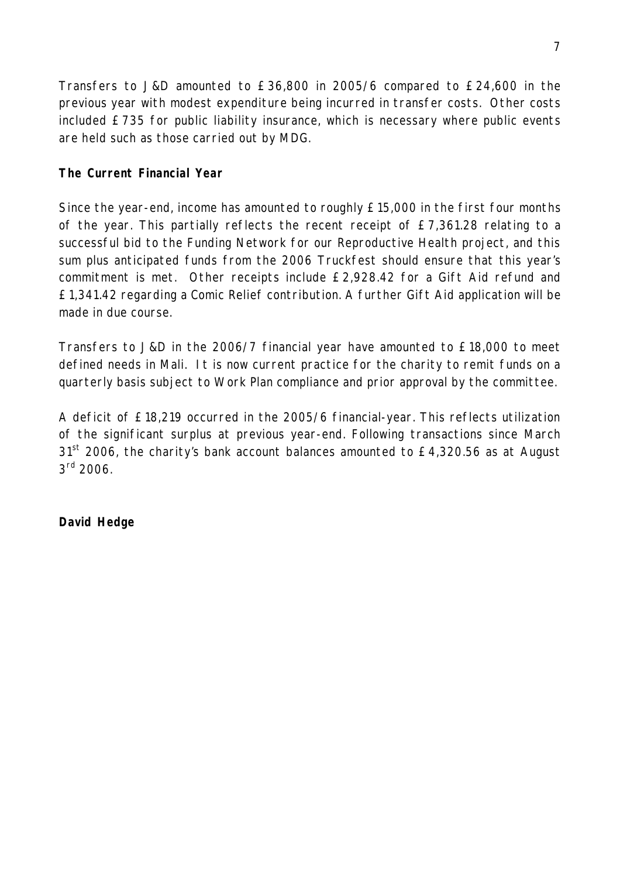Transfers to J&D amounted to £36,800 in 2005/6 compared to £24,600 in the previous year with modest expenditure being incurred in transfer costs. Other costs included £735 for public liability insurance, which is necessary where public events are held such as those carried out by MDG.

**The Current Financial Year**

Since the year-end, income has amounted to roughly £15,000 in the first four months of the year. This partially reflects the recent receipt of £7,361.28 relating to a successful bid to the Funding Network for our Reproductive Health project, and this sum plus anticipated funds from the 2006 Truckfest should ensure that this year's commitment is met. Other receipts include £2,928.42 for a Gift Aid refund and £1,341.42 regarding a Comic Relief contribution. A further Gift Aid application will be made in due course.

Transfers to J&D in the 2006/7 financial year have amounted to £18,000 to meet defined needs in Mali. It is now current practice for the charity to remit funds on a quarterly basis subject to Work Plan compliance and prior approval by the committee.

A deficit of £18,219 occurred in the 2005/6 financial-year. This reflects utilization of the significant surplus at previous year-end. Following transactions since March 31st 2006, the charity's bank account balances amounted to £4,320.56 as at August 3rd 2006.

**David Hedge**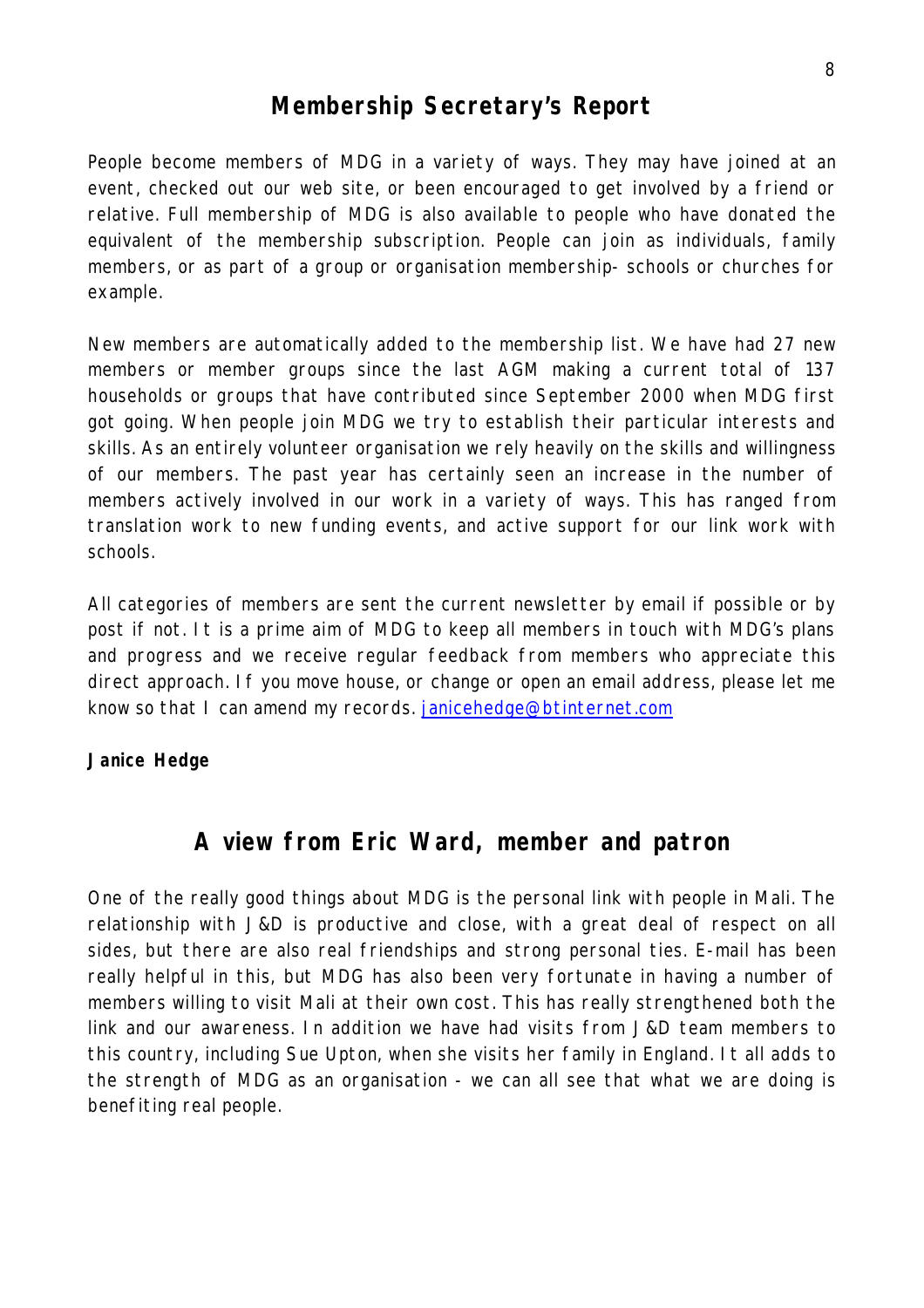## Membership Secretary's Report

People become members of MDG in a variety of ways. They may have joined at an event, checked out our web site, or been encouraged to get involved by a friend or relative. Full membership of MDG is also available to people who have donated the equivalent of the membership subscription. People can join as individuals, family members, or as part of a group or organisation membership- schools or churches for example.

New members are automatically added to the membership list. We have had 27 new members or member groups since the last AGM making a current total of 137 households or groups that have contributed since September 2000 when MDG first got going. When people join MDG we try to establish their particular interests and skills. As an entirely volunteer organisation we rely heavily on the skills and willingness of our members. The past year has certainly seen an increase in the number of members actively involved in our work in a variety of ways. This has ranged from translation work to new funding events, and active support for our link work with schools.

All categories of members are sent the current newsletter by email if possible or by post if not. It is a prime aim of MDG to keep all members in touch with MDG's plans and progress and we receive regular feedback from members who appreciate this direct approach. If you move house, or change or open an email address, please let me know so that I can amend my records. janicehedge@btinternet.com

**Janice Hedge**

## A view from Eric Ward, member and patron

One of the really good things about MDG is the personal link with people in Mali. The relationship with J&D is productive and close, with a great deal of respect on all sides, but there are also real friendships and strong personal ties. E-mail has been really helpful in this, but MDG has also been very fortunate in having a number of members willing to visit Mali at their own cost. This has really strengthened both the link and our awareness. In addition we have had visits from J&D team members to this country, including Sue Upton, when she visits her family in England. It all adds to the strength of MDG as an organisation - we can all see that what we are doing is benefiting real people.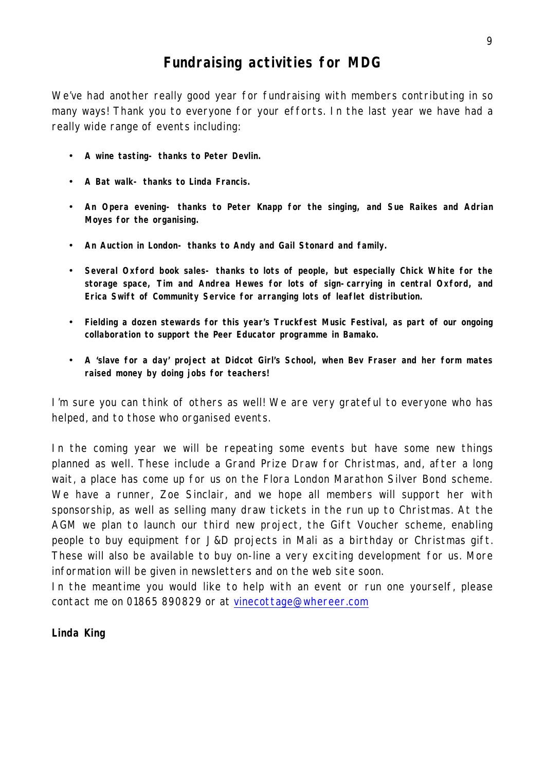# Fundraising activities for MDG

We've had another really good year for fundraising with members contributing in so many ways! Thank you to everyone for your efforts. In the last year we have had a really wide range of events including:

- **A wine tasting- thanks to Peter Devlin.**
- **A Bat walk- thanks to Linda Francis.**
- **An Opera evening- thanks to Peter Knapp for the singing, and Sue Raikes and Adrian Moyes for the organising.**
- **An Auction in London- thanks to Andy and Gail Stonard and family.**
- **Several Oxford book sales- thanks to lots of people, but especially Chick White for the storage space, Tim and Andrea Hewes for lots of sign-carrying in central Oxford, and Erica Swift of Community Service for arranging lots of leaflet distribution.**
- **Fielding a dozen stewards for this year's Truckfest Music Festival, as part of our ongoing collaboration to support the Peer Educator programme in Bamako.**
- **A 'slave for a day' project at Didcot Girl's School, when Bev Fraser and her form mates raised money by doing jobs for teachers!**

I'm sure you can think of others as well! We are very grateful to everyone who has helped, and to those who organised events.

In the coming year we will be repeating some events but have some new things planned as well. These include a Grand Prize Draw for Christmas, and, after a long wait, a place has come up for us on the Flora London Marathon Silver Bond scheme. We have a runner, Zoe Sinclair, and we hope all members will support her with sponsorship, as well as selling many draw tickets in the run up to Christmas. At the AGM we plan to launch our third new project, the Gift Voucher scheme, enabling people to buy equipment for J&D projects in Mali as a birthday or Christmas gift. These will also be available to buy on-line a very exciting development for us. More information will be given in newsletters and on the web site soon.
In the meantime you would like to help with an event or run one yourself, please contact me on 01865 890829 or at vinecottage@whereer.com

**Linda King**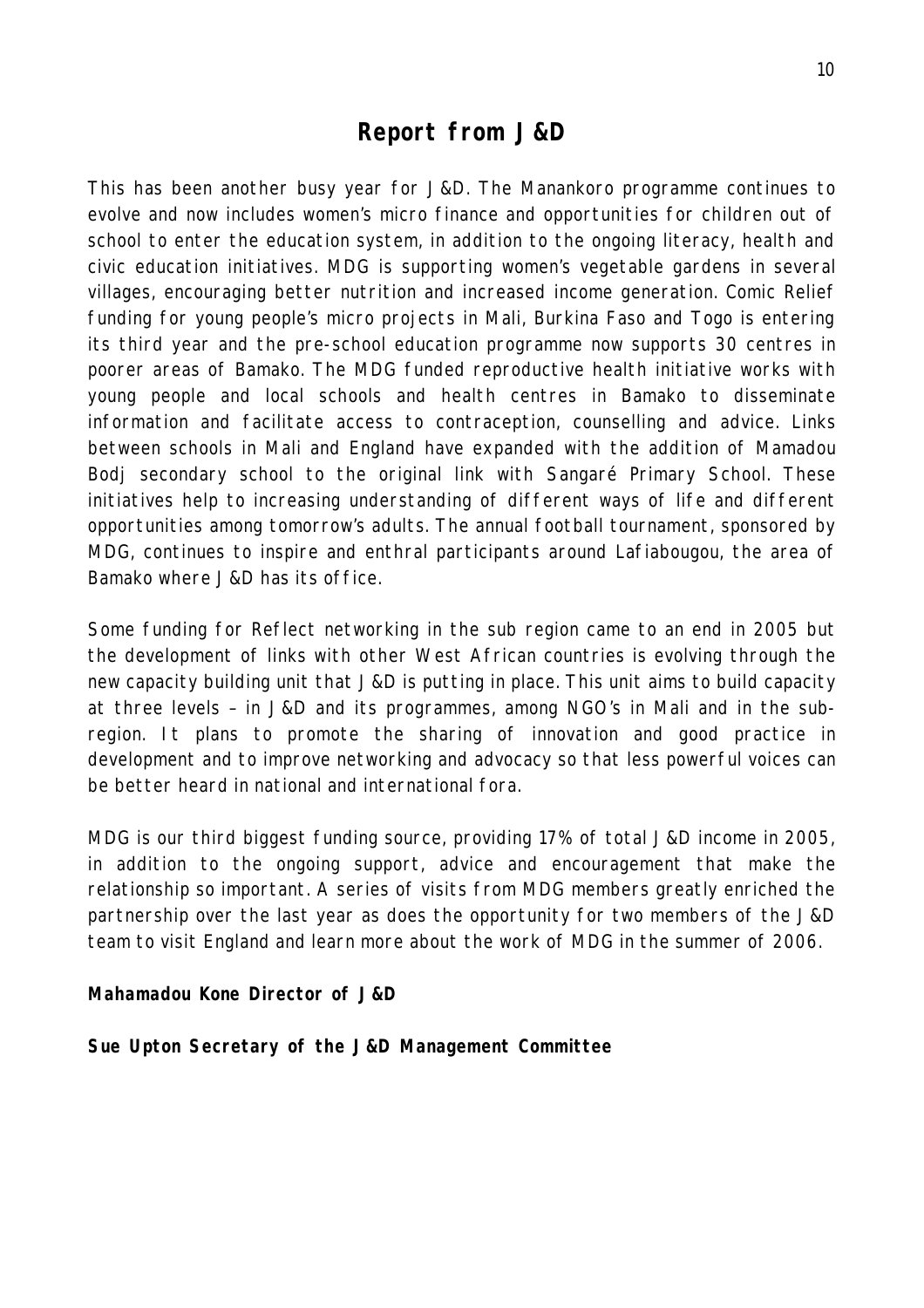## Report from J&D

This has been another busy year for J&D. The Manankoro programme continues to evolve and now includes women's micro finance and opportunities for children out of school to enter the education system, in addition to the ongoing literacy, health and civic education initiatives. MDG is supporting women's vegetable gardens in several villages, encouraging better nutrition and increased income generation. Comic Relief funding for young people's micro projects in Mali, Burkina Faso and Togo is entering its third year and the pre-school education programme now supports 30 centres in poorer areas of Bamako. The MDG funded reproductive health initiative works with young people and local schools and health centres in Bamako to disseminate information and facilitate access to contraception, counselling and advice. Links between schools in Mali and England have expanded with the addition of Mamadou Bodj secondary school to the original link with Sangaré Primary School. These initiatives help to increasing understanding of different ways of life and different opportunities among tomorrow's adults. The annual football tournament, sponsored by MDG, continues to inspire and enthral participants around Lafiabougou, the area of Bamako where J&D has its office.

Some funding for Reflect networking in the sub region came to an end in 2005 but the development of links with other West African countries is evolving through the new capacity building unit that J&D is putting in place. This unit aims to build capacity at three levels – in J&D and its programmes, among NGO's in Mali and in the sub-region. It plans to promote the sharing of innovation and good practice in development and to improve networking and advocacy so that less powerful voices can be better heard in national and international fora.

MDG is our third biggest funding source, providing 17% of total J&D income in 2005, in addition to the ongoing support, advice and encouragement that make the relationship so important. A series of visits from MDG members greatly enriched the partnership over the last year as does the opportunity for two members of the J&D team to visit England and learn more about the work of MDG in the summer of 2006.

**Mahamadou Kone Director of J&D**

**Sue Upton Secretary of the J&D Management Committee**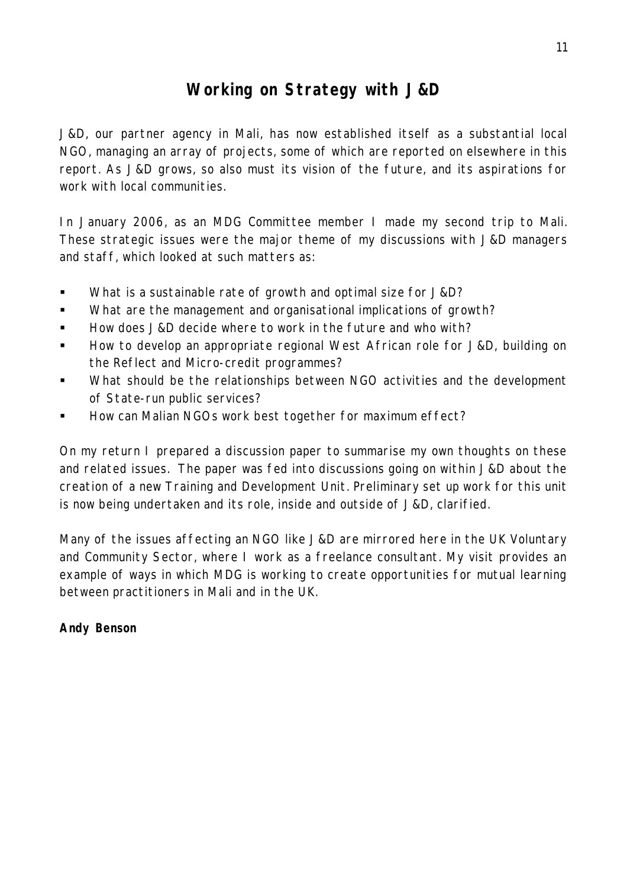# Working on Strategy with J&D

J&D, our partner agency in Mali, has now established itself as a substantial local NGO, managing an array of projects, some of which are reported on elsewhere in this report. As J&D grows, so also must its vision of the future, and its aspirations for work with local communities.

In January 2006, as an MDG Committee member I made my second trip to Mali. These strategic issues were the major theme of my discussions with J&D managers and staff, which looked at such matters as:

- What is a sustainable rate of growth and optimal size for J&D?
- What are the management and organisational implications of growth?
- How does J&D decide where to work in the future and who with?
- How to develop an appropriate regional West African role for J&D, building on the Reflect and Micro-credit programmes?
- What should be the relationships between NGO activities and the development of State-run public services?
- How can Malian NGOs work best together for maximum effect?

On my return I prepared a discussion paper to summarise my own thoughts on these and related issues. The paper was fed into discussions going on within J&D about the creation of a new Training and Development Unit. Preliminary set up work for this unit is now being undertaken and its role, inside and outside of J&D, clarified.

Many of the issues affecting an NGO like J&D are mirrored here in the UK Voluntary and Community Sector, where I work as a freelance consultant. My visit provides an example of ways in which MDG is working to create opportunities for mutual learning between practitioners in Mali and in the UK.

**Andy Benson**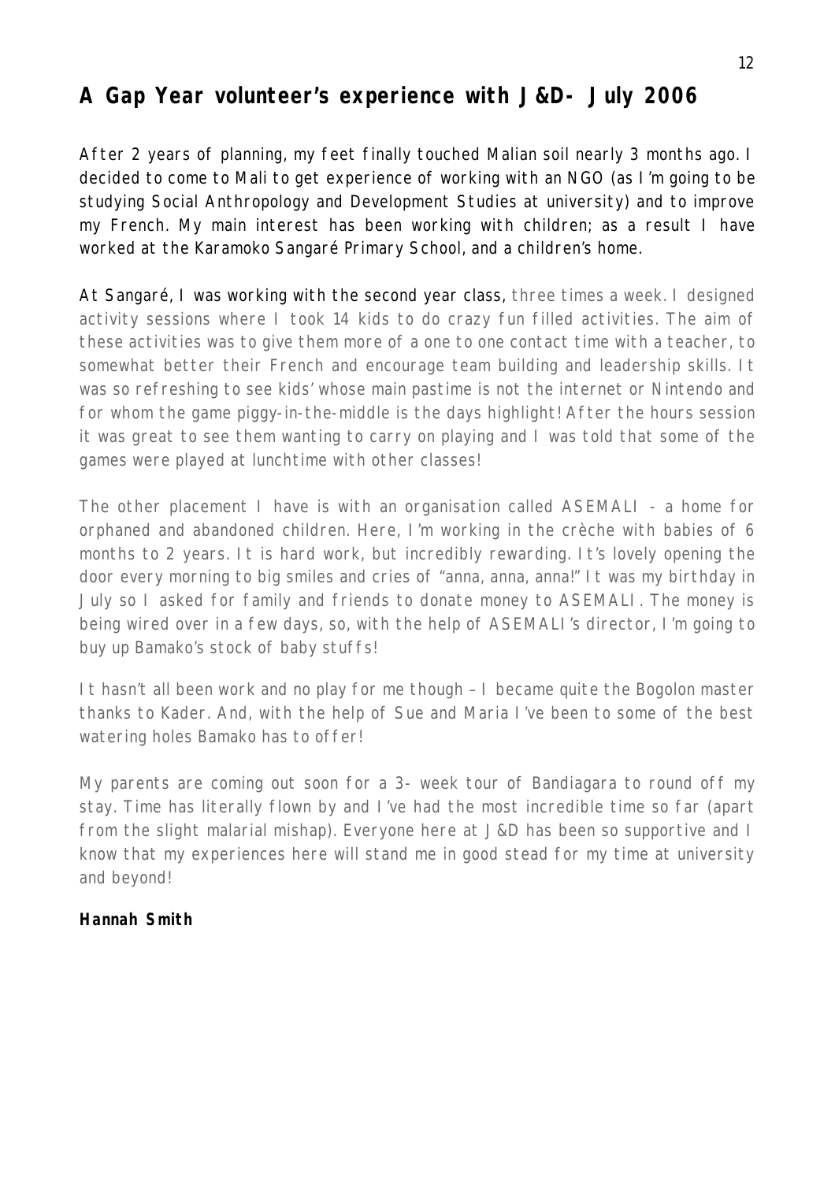## A Gap Year volunteer's experience with J&D- July 2006

After 2 years of planning, my feet finally touched Malian soil nearly 3 months ago. I decided to come to Mali to get experience of working with an NGO (as I'm going to be studying Social Anthropology and Development Studies at university) and to improve my French. My main interest has been working with children; as a result I have worked at the Karamoko Sangaré Primary School, and a children's home.

At Sangaré, I was working with the second year class, three times a week. I designed activity sessions where I took 14 kids to do crazy fun filled activities. The aim of these activities was to give them more of a one to one contact time with a teacher, to somewhat better their French and encourage team building and leadership skills. It was so refreshing to see kids' whose main pastime is not the internet or Nintendo and for whom the game piggy-in-the-middle is the days highlight! After the hours session it was great to see them wanting to carry on playing and I was told that some of the games were played at lunchtime with other classes!

The other placement I have is with an organisation called ASEMALI - a home for orphaned and abandoned children. Here, I'm working in the crèche with babies of 6 months to 2 years. It is hard work, but incredibly rewarding. It's lovely opening the door every morning to big smiles and cries of "anna, anna, anna!" It was my birthday in July so I asked for family and friends to donate money to ASEMALI. The money is being wired over in a few days, so, with the help of ASEMALI's director, I'm going to buy up Bamako's stock of baby stuffs!

It hasn't all been work and no play for me though – I became quite the Bogolon master thanks to Kader. And, with the help of Sue and Maria I've been to some of the best watering holes Bamako has to offer!

My parents are coming out soon for a 3- week tour of Bandiagara to round off my stay. Time has literally flown by and I've had the most incredible time so far (apart from the slight malarial mishap). Everyone here at J&D has been so supportive and I know that my experiences here will stand me in good stead for my time at university and beyond!

**Hannah Smith**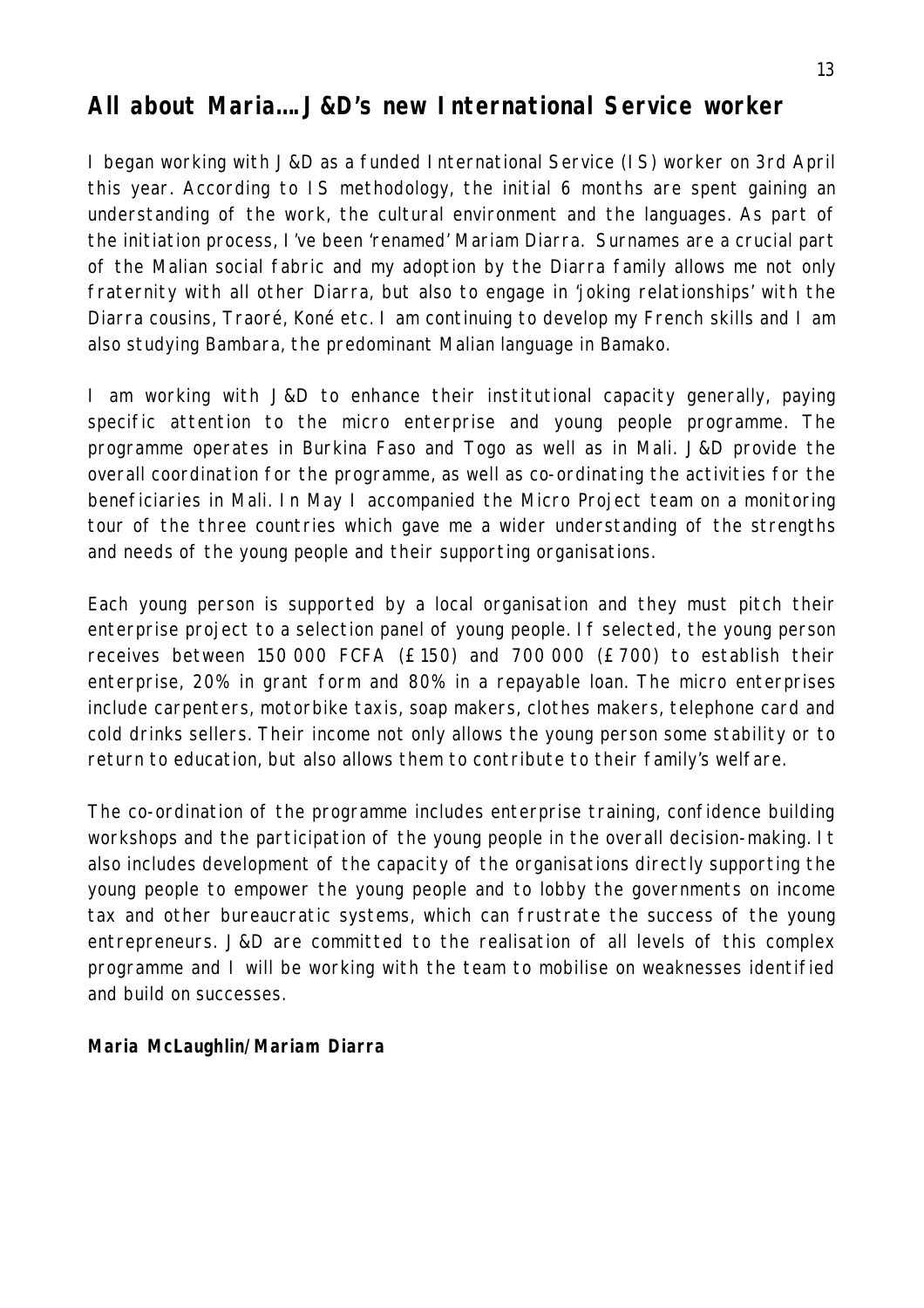## All about Maria…. J&D's new International Service worker

I began working with J&D as a funded International Service (IS) worker on 3rd April this year. According to IS methodology, the initial 6 months are spent gaining an understanding of the work, the cultural environment and the languages. As part of the initiation process, I've been 'renamed' Mariam Diarra. Surnames are a crucial part of the Malian social fabric and my adoption by the Diarra family allows me not only fraternity with all other Diarra, but also to engage in 'joking relationships' with the Diarra cousins, Traoré, Koné etc. I am continuing to develop my French skills and I am also studying Bambara, the predominant Malian language in Bamako.

I am working with J&D to enhance their institutional capacity generally, paying specific attention to the micro enterprise and young people programme. The programme operates in Burkina Faso and Togo as well as in Mali. J&D provide the overall coordination for the programme, as well as co-ordinating the activities for the beneficiaries in Mali. In May I accompanied the Micro Project team on a monitoring tour of the three countries which gave me a wider understanding of the strengths and needs of the young people and their supporting organisations.

Each young person is supported by a local organisation and they must pitch their enterprise project to a selection panel of young people. If selected, the young person receives between 150 000 FCFA (£150) and 700 000 (£700) to establish their enterprise, 20% in grant form and 80% in a repayable loan. The micro enterprises include carpenters, motorbike taxis, soap makers, clothes makers, telephone card and cold drinks sellers. Their income not only allows the young person some stability or to return to education, but also allows them to contribute to their family's welfare.

The co-ordination of the programme includes enterprise training, confidence building workshops and the participation of the young people in the overall decision-making. It also includes development of the capacity of the organisations directly supporting the young people to empower the young people and to lobby the governments on income tax and other bureaucratic systems, which can frustrate the success of the young entrepreneurs. J&D are committed to the realisation of all levels of this complex programme and I will be working with the team to mobilise on weaknesses identified and build on successes.

**Maria McLaughlin/Mariam Diarra**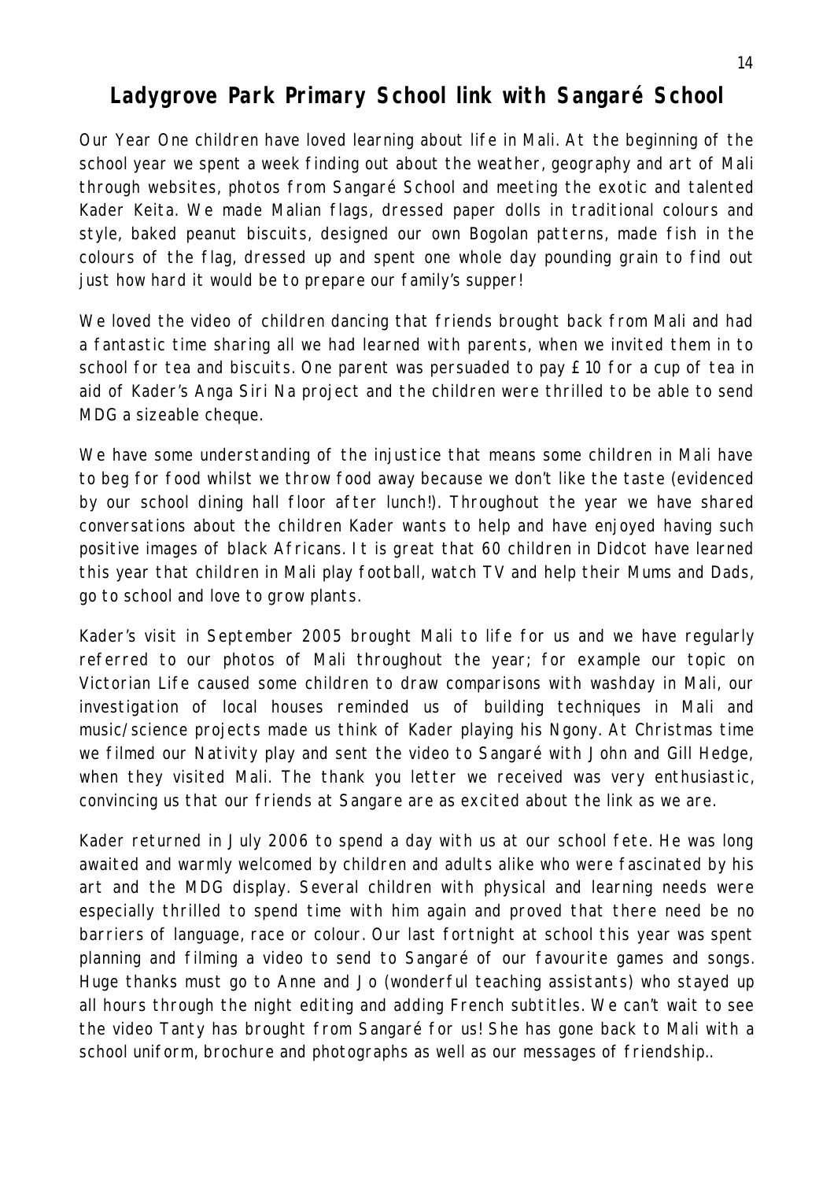## Ladygrove Park Primary School link with Sangaré School

Our Year One children have loved learning about life in Mali. At the beginning of the school year we spent a week finding out about the weather, geography and art of Mali through websites, photos from Sangaré School and meeting the exotic and talented Kader Keita. We made Malian flags, dressed paper dolls in traditional colours and style, baked peanut biscuits, designed our own Bogolan patterns, made fish in the colours of the flag, dressed up and spent one whole day pounding grain to find out just how hard it would be to prepare our family's supper!

We loved the video of children dancing that friends brought back from Mali and had a fantastic time sharing all we had learned with parents, when we invited them in to school for tea and biscuits. One parent was persuaded to pay £10 for a cup of tea in aid of Kader's Anga Siri Na project and the children were thrilled to be able to send MDG a sizeable cheque.

We have some understanding of the injustice that means some children in Mali have to beg for food whilst we throw food away because we don't like the taste (evidenced by our school dining hall floor after lunch!). Throughout the year we have shared conversations about the children Kader wants to help and have enjoyed having such positive images of black Africans. It is great that 60 children in Didcot have learned this year that children in Mali play football, watch TV and help their Mums and Dads, go to school and love to grow plants.

Kader's visit in September 2005 brought Mali to life for us and we have regularly referred to our photos of Mali throughout the year; for example our topic on Victorian Life caused some children to draw comparisons with washday in Mali, our investigation of local houses reminded us of building techniques in Mali and music/science projects made us think of Kader playing his Ngony. At Christmas time we filmed our Nativity play and sent the video to Sangaré with John and Gill Hedge, when they visited Mali. The thank you letter we received was very enthusiastic, convincing us that our friends at Sangare are as excited about the link as we are.

Kader returned in July 2006 to spend a day with us at our school fete. He was long awaited and warmly welcomed by children and adults alike who were fascinated by his art and the MDG display. Several children with physical and learning needs were especially thrilled to spend time with him again and proved that there need be no barriers of language, race or colour. Our last fortnight at school this year was spent planning and filming a video to send to Sangaré of our favourite games and songs. Huge thanks must go to Anne and Jo (wonderful teaching assistants) who stayed up all hours through the night editing and adding French subtitles. We can't wait to see the video Tanty has brought from Sangaré for us! She has gone back to Mali with a school uniform, brochure and photographs as well as our messages of friendship..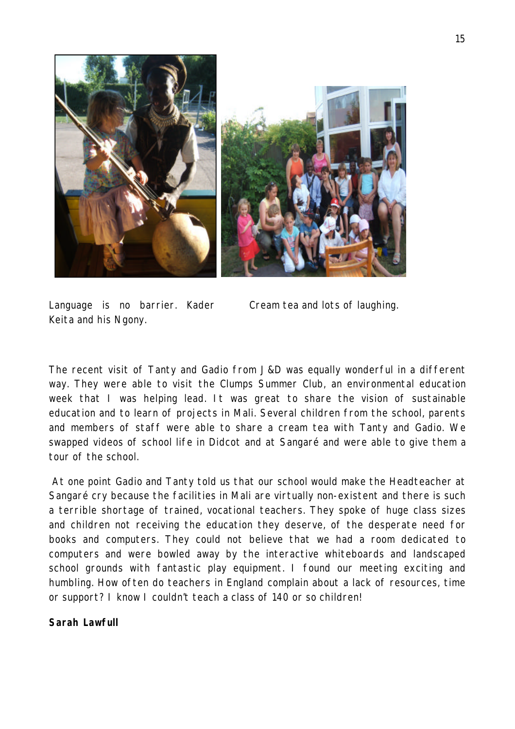Language is no barrier. Kader Keita and his Ngony.

Cream tea and lots of laughing.

The recent visit of Tanty and Gadio from J&D was equally wonderful in a different way. They were able to visit the Clumps Summer Club, an environmental education week that I was helping lead. It was great to share the vision of sustainable education and to learn of projects in Mali. Several children from the school, parents and members of staff were able to share a cream tea with Tanty and Gadio. We swapped videos of school life in Didcot and at Sangaré and were able to give them a tour of the school.

At one point Gadio and Tanty told us that our school would make the Headteacher at Sangaré cry because the facilities in Mali are virtually non-existent and there is such a terrible shortage of trained, vocational teachers. They spoke of huge class sizes and children not receiving the education they deserve, of the desperate need for books and computers. They could not believe that we had a room dedicated to computers and were bowled away by the interactive whiteboards and landscaped school grounds with fantastic play equipment. I found our meeting exciting and humbling. How often do teachers in England complain about a lack of resources, time or support? I know I couldn't teach a class of 140 or so children!

**Sarah Lawfull**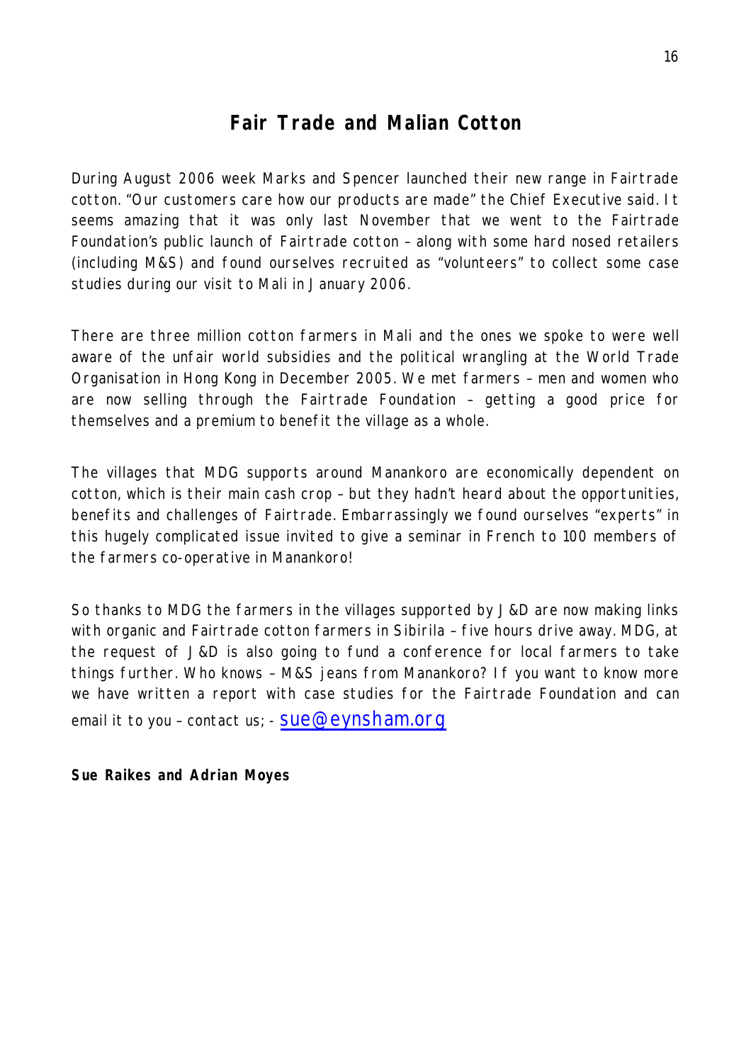# Fair Trade and Malian Cotton

During August 2006 week Marks and Spencer launched their new range in Fairtrade cotton. "Our customers care how our products are made" the Chief Executive said. It seems amazing that it was only last November that we went to the Fairtrade Foundation's public launch of Fairtrade cotton – along with some hard nosed retailers (including M&S) and found ourselves recruited as "volunteers" to collect some case studies during our visit to Mali in January 2006.

There are three million cotton farmers in Mali and the ones we spoke to were well aware of the unfair world subsidies and the political wrangling at the World Trade Organisation in Hong Kong in December 2005. We met farmers – men and women who are now selling through the Fairtrade Foundation – getting a good price for themselves and a premium to benefit the village as a whole.

The villages that MDG supports around Manankoro are economically dependent on cotton, which is their main cash crop – but they hadn't heard about the opportunities, benefits and challenges of Fairtrade. Embarrassingly we found ourselves "experts" in this hugely complicated issue invited to give a seminar in French to 100 members of the farmers co-operative in Manankoro!

So thanks to MDG the farmers in the villages supported by J&D are now making links with organic and Fairtrade cotton farmers in Sibirila – five hours drive away. MDG, at the request of J&D is also going to fund a conference for local farmers to take things further. Who knows – M&S jeans from Manankoro? If you want to know more we have written a report with case studies for the Fairtrade Foundation and can email it to you – contact us; - sue@eynsham.org

**Sue Raikes and Adrian Moyes**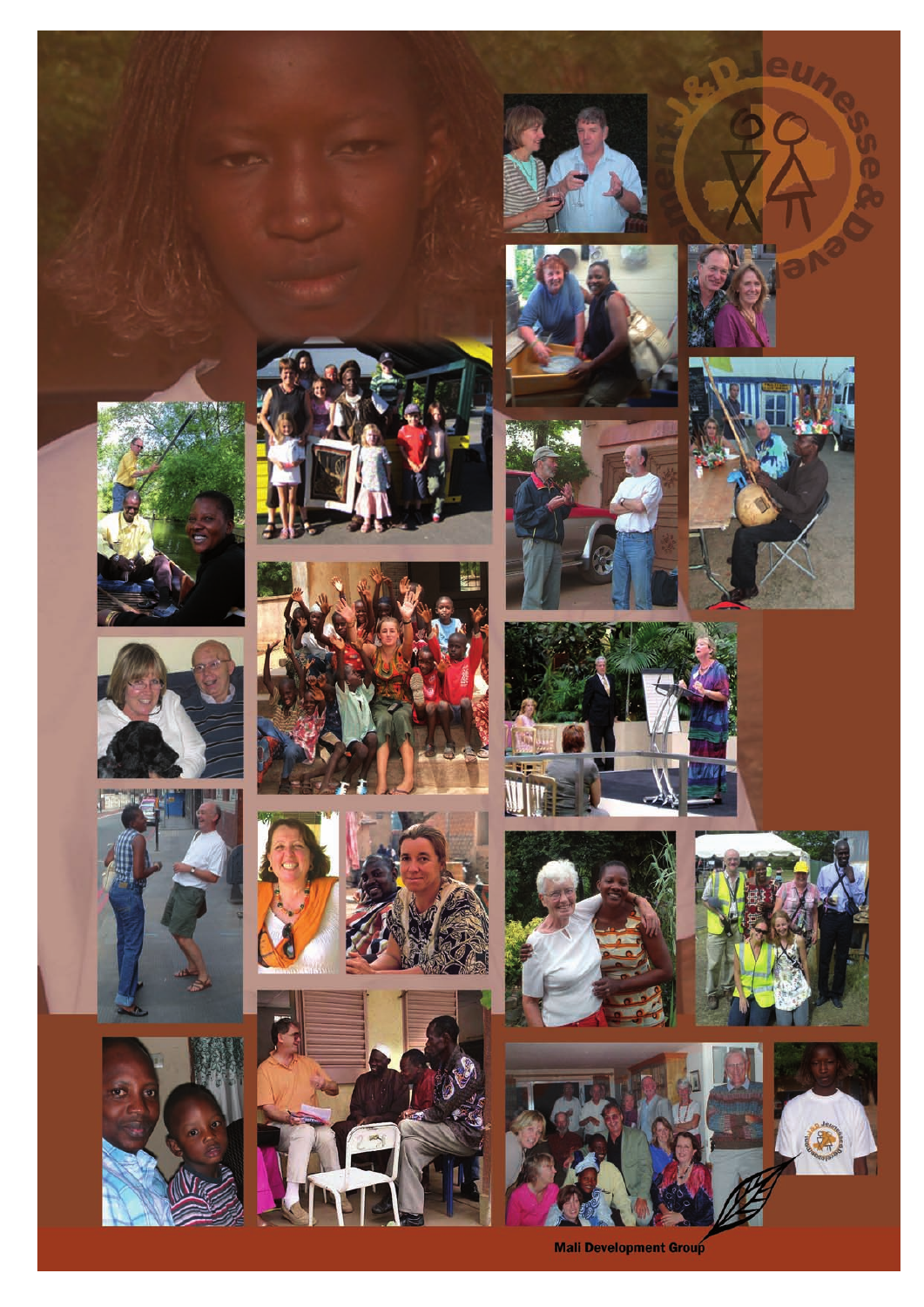Mali Development Group